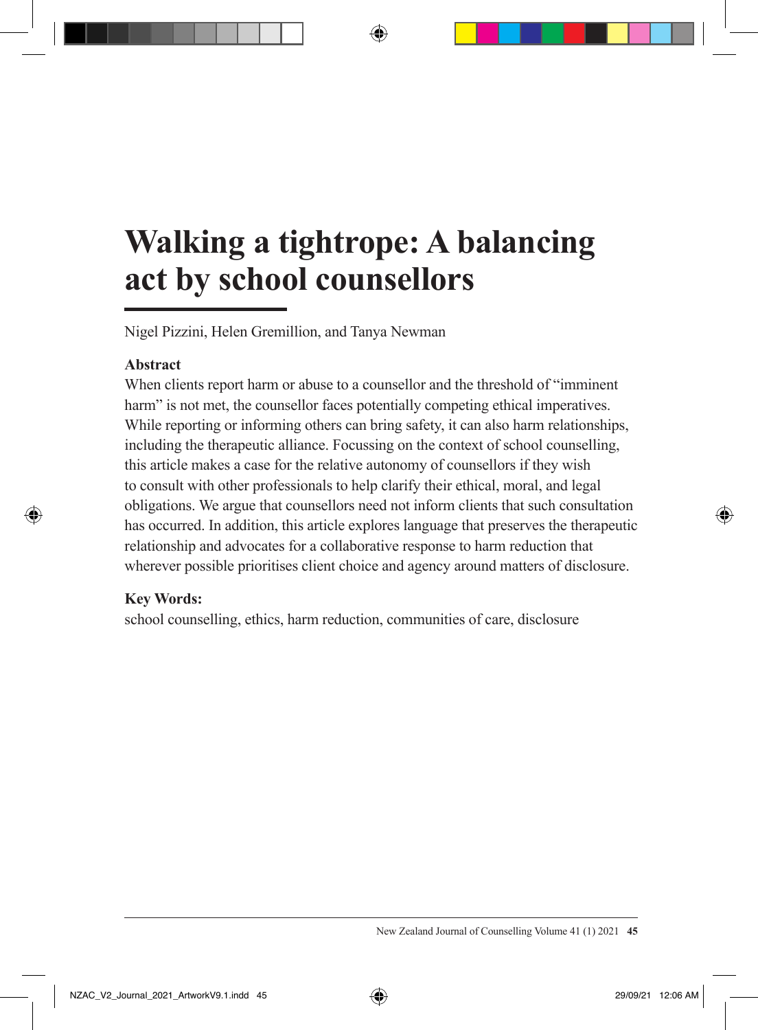# Walking a tightrope: A balancing act by school counsellors

Nigel Pizzini, Helen Gremillion, and Tanya Newman

**Abstract**

When clients report harm or abuse to a counsellor and the threshold of "imminent harm" is not met, the counsellor faces potentially competing ethical imperatives. While reporting or informing others can bring safety, it can also harm relationships, including the therapeutic alliance. Focussing on the context of school counselling, this article makes a case for the relative autonomy of counsellors if they wish to consult with other professionals to help clarify their ethical, moral, and legal obligations. We argue that counsellors need not inform clients that such consultation has occurred. In addition, this article explores language that preserves the therapeutic relationship and advocates for a collaborative response to harm reduction that wherever possible prioritises client choice and agency around matters of disclosure.

**Key Words:**

school counselling, ethics, harm reduction, communities of care, disclosure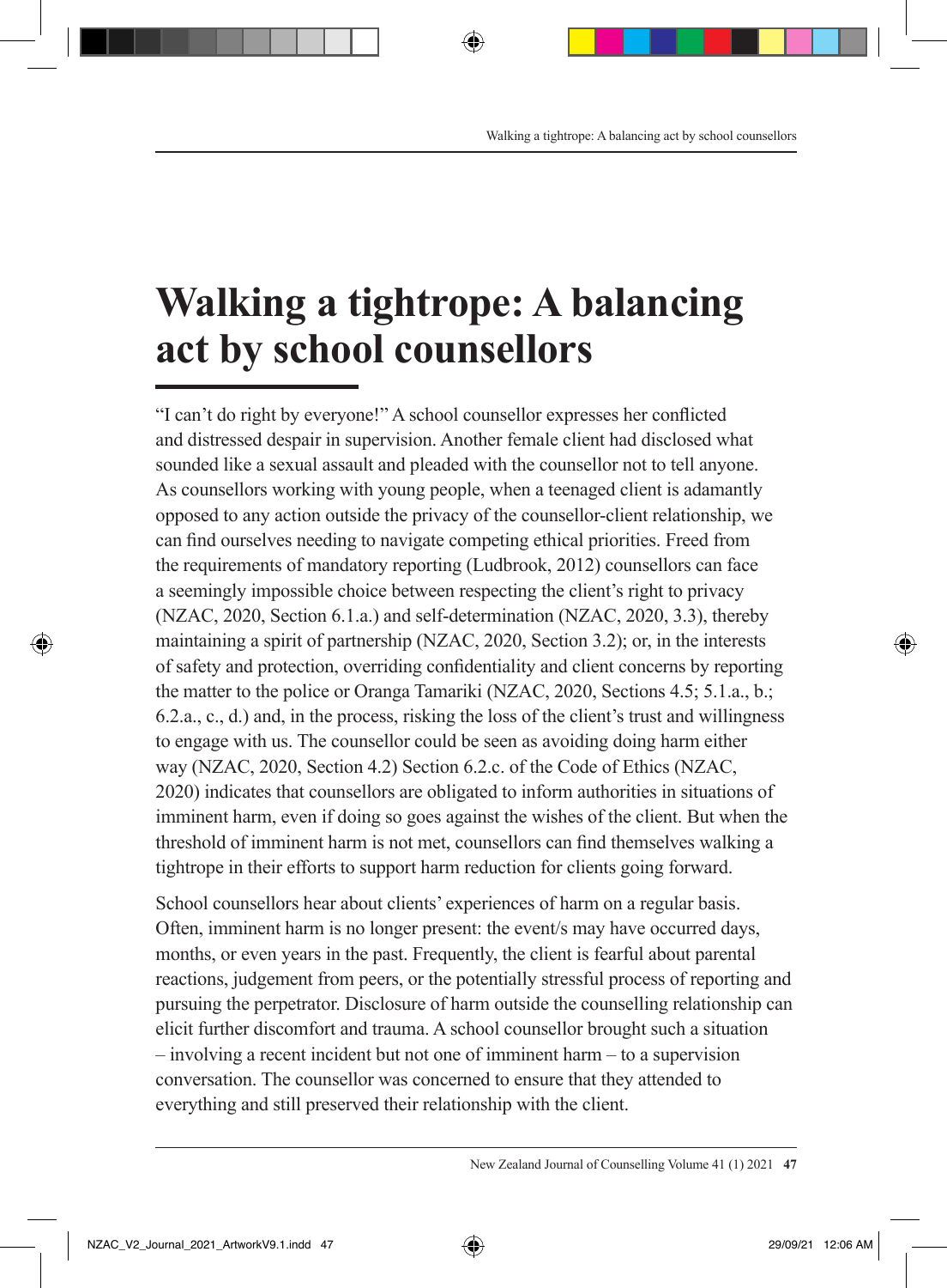# Walking a tightrope: A balancing act by school counsellors

"I can't do right by everyone!" A school counsellor expresses her conflicted and distressed despair in supervision. Another female client had disclosed what sounded like a sexual assault and pleaded with the counsellor not to tell anyone. As counsellors working with young people, when a teenaged client is adamantly opposed to any action outside the privacy of the counsellor-client relationship, we can find ourselves needing to navigate competing ethical priorities. Freed from the requirements of mandatory reporting (Ludbrook, 2012) counsellors can face a seemingly impossible choice between respecting the client's right to privacy (NZAC, 2020, Section 6.1.a.) and self-determination (NZAC, 2020, 3.3), thereby maintaining a spirit of partnership (NZAC, 2020, Section 3.2); or, in the interests of safety and protection, overriding confidentiality and client concerns by reporting the matter to the police or Oranga Tamariki (NZAC, 2020, Sections 4.5; 5.1.a., b.; 6.2.a., c., d.) and, in the process, risking the loss of the client's trust and willingness to engage with us. The counsellor could be seen as avoiding doing harm either way (NZAC, 2020, Section 4.2) Section 6.2.c. of the Code of Ethics (NZAC, 2020) indicates that counsellors are obligated to inform authorities in situations of imminent harm, even if doing so goes against the wishes of the client. But when the threshold of imminent harm is not met, counsellors can find themselves walking a tightrope in their efforts to support harm reduction for clients going forward.

School counsellors hear about clients' experiences of harm on a regular basis. Often, imminent harm is no longer present: the event/s may have occurred days, months, or even years in the past. Frequently, the client is fearful about parental reactions, judgement from peers, or the potentially stressful process of reporting and pursuing the perpetrator. Disclosure of harm outside the counselling relationship can elicit further discomfort and trauma. A school counsellor brought such a situation – involving a recent incident but not one of imminent harm – to a supervision conversation. The counsellor was concerned to ensure that they attended to everything and still preserved their relationship with the client.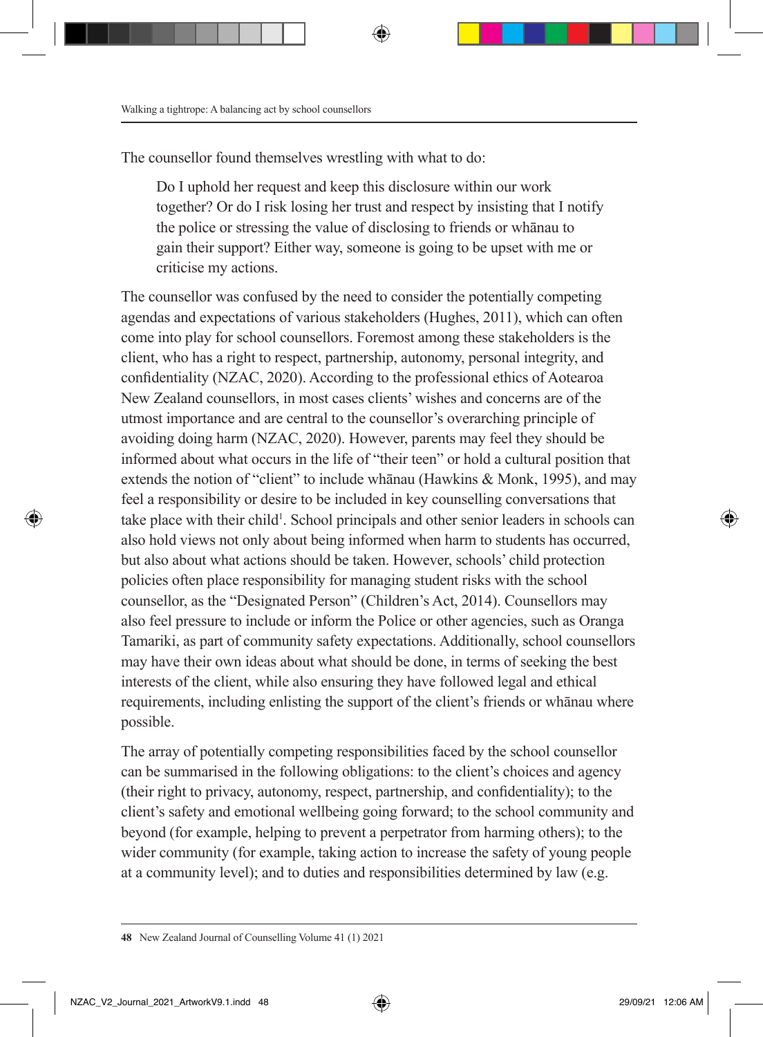The counsellor found themselves wrestling with what to do:

> Do I uphold her request and keep this disclosure within our work together? Or do I risk losing her trust and respect by insisting that I notify the police or stressing the value of disclosing to friends or whānau to gain their support? Either way, someone is going to be upset with me or criticise my actions.

The counsellor was confused by the need to consider the potentially competing agendas and expectations of various stakeholders (Hughes, 2011), which can often come into play for school counsellors. Foremost among these stakeholders is the client, who has a right to respect, partnership, autonomy, personal integrity, and confidentiality (NZAC, 2020). According to the professional ethics of Aotearoa New Zealand counsellors, in most cases clients' wishes and concerns are of the utmost importance and are central to the counsellor's overarching principle of avoiding doing harm (NZAC, 2020). However, parents may feel they should be informed about what occurs in the life of "their teen" or hold a cultural position that extends the notion of "client" to include whānau (Hawkins & Monk, 1995), and may feel a responsibility or desire to be included in key counselling conversations that take place with their child[1]. School principals and other senior leaders in schools can also hold views not only about being informed when harm to students has occurred, but also about what actions should be taken. However, schools' child protection policies often place responsibility for managing student risks with the school counsellor, as the "Designated Person" (Children's Act, 2014). Counsellors may also feel pressure to include or inform the Police or other agencies, such as Oranga Tamariki, as part of community safety expectations. Additionally, school counsellors may have their own ideas about what should be done, in terms of seeking the best interests of the client, while also ensuring they have followed legal and ethical requirements, including enlisting the support of the client's friends or whānau where possible.

The array of potentially competing responsibilities faced by the school counsellor can be summarised in the following obligations: to the client's choices and agency (their right to privacy, autonomy, respect, partnership, and confidentiality); to the client's safety and emotional wellbeing going forward; to the school community and beyond (for example, helping to prevent a perpetrator from harming others); to the wider community (for example, taking action to increase the safety of young people at a community level); and to duties and responsibilities determined by law (e.g.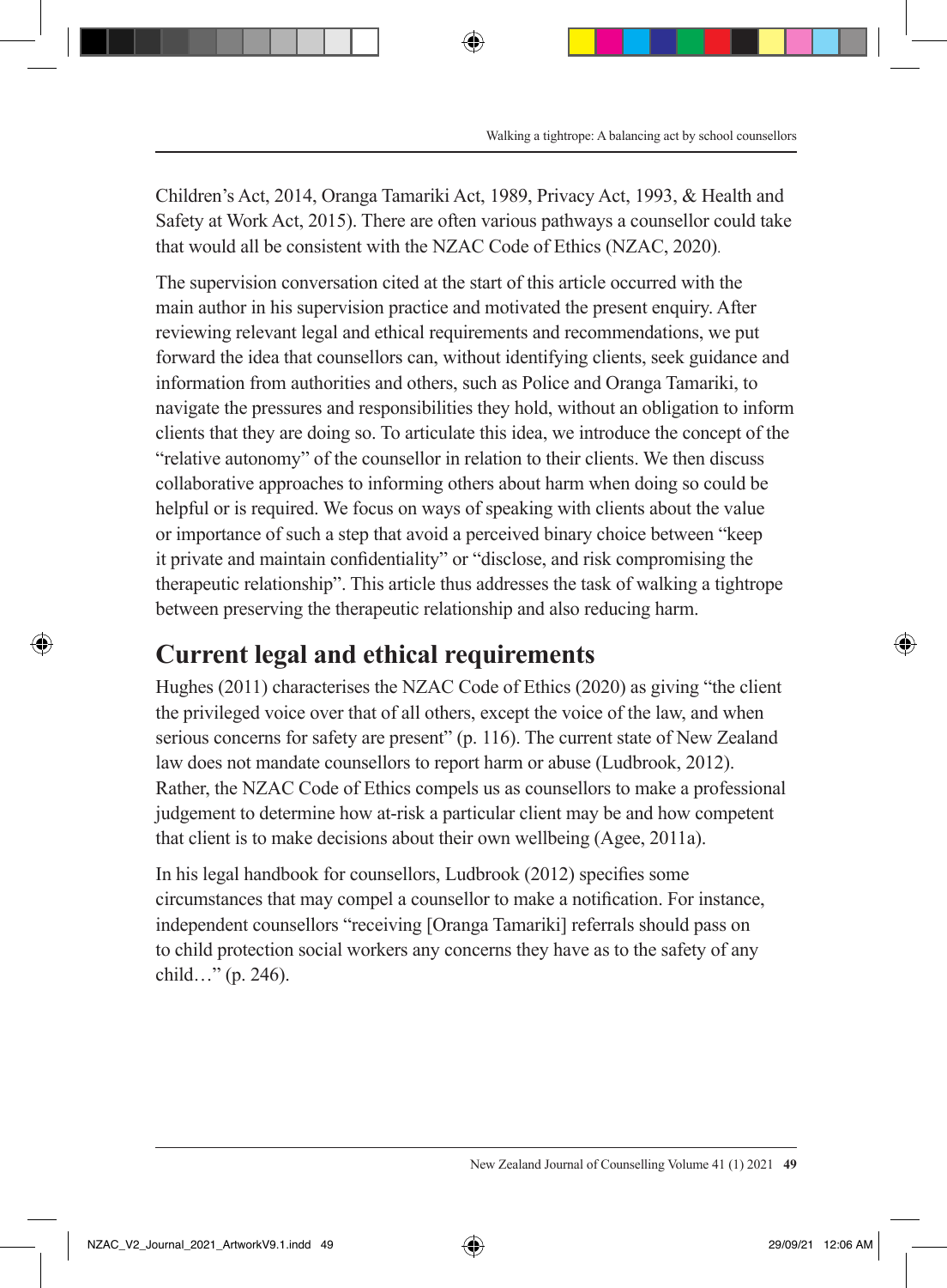Children's Act, 2014, Oranga Tamariki Act, 1989, Privacy Act, 1993, & Health and Safety at Work Act, 2015). There are often various pathways a counsellor could take that would all be consistent with the NZAC Code of Ethics (NZAC, 2020).

The supervision conversation cited at the start of this article occurred with the main author in his supervision practice and motivated the present enquiry. After reviewing relevant legal and ethical requirements and recommendations, we put forward the idea that counsellors can, without identifying clients, seek guidance and information from authorities and others, such as Police and Oranga Tamariki, to navigate the pressures and responsibilities they hold, without an obligation to inform clients that they are doing so. To articulate this idea, we introduce the concept of the "relative autonomy" of the counsellor in relation to their clients. We then discuss collaborative approaches to informing others about harm when doing so could be helpful or is required. We focus on ways of speaking with clients about the value or importance of such a step that avoid a perceived binary choice between "keep it private and maintain confidentiality" or "disclose, and risk compromising the therapeutic relationship". This article thus addresses the task of walking a tightrope between preserving the therapeutic relationship and also reducing harm.

## Current legal and ethical requirements

Hughes (2011) characterises the NZAC Code of Ethics (2020) as giving "the client the privileged voice over that of all others, except the voice of the law, and when serious concerns for safety are present" (p. 116). The current state of New Zealand law does not mandate counsellors to report harm or abuse (Ludbrook, 2012). Rather, the NZAC Code of Ethics compels us as counsellors to make a professional judgement to determine how at-risk a particular client may be and how competent that client is to make decisions about their own wellbeing (Agee, 2011a).

In his legal handbook for counsellors, Ludbrook (2012) specifies some circumstances that may compel a counsellor to make a notification. For instance, independent counsellors "receiving [Oranga Tamariki] referrals should pass on to child protection social workers any concerns they have as to the safety of any child…" (p. 246).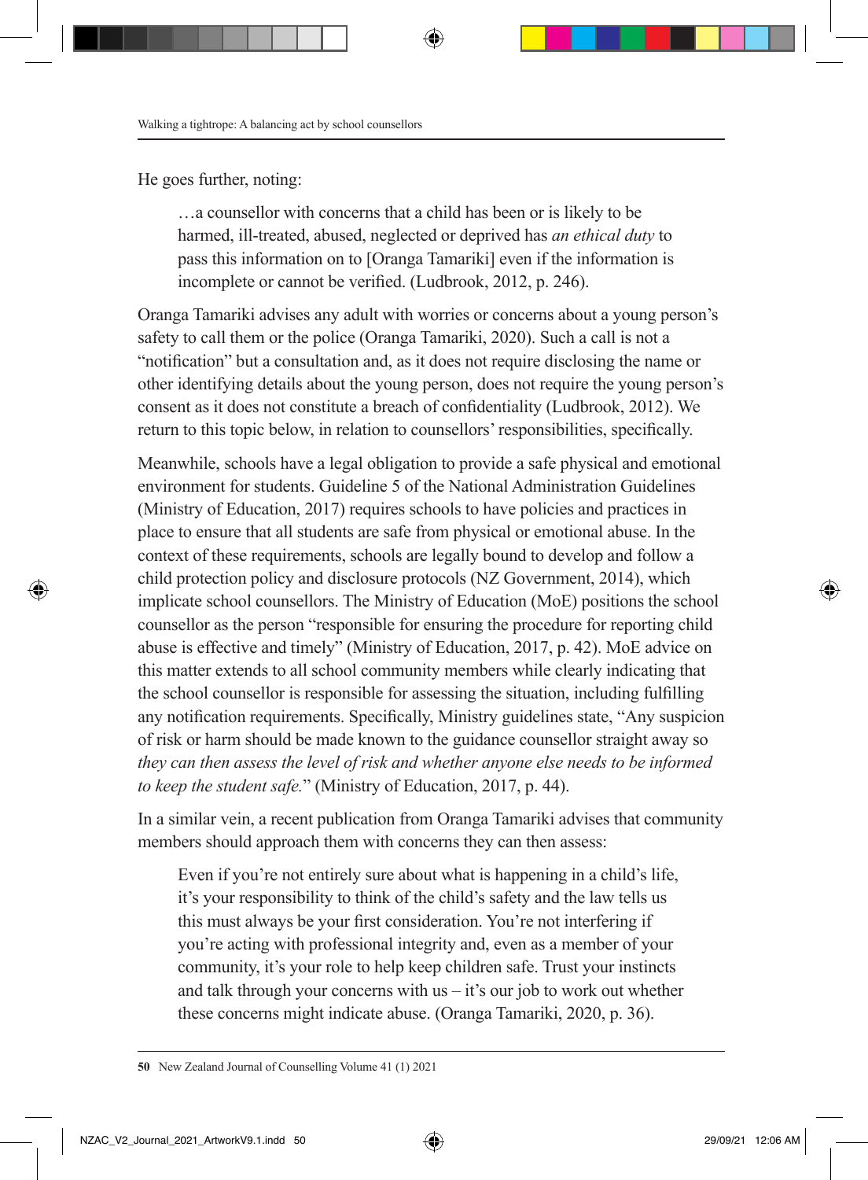He goes further, noting:

> …a counsellor with concerns that a child has been or is likely to be harmed, ill-treated, abused, neglected or deprived has *an ethical duty* to pass this information on to [Oranga Tamariki] even if the information is incomplete or cannot be verified. (Ludbrook, 2012, p. 246).

Oranga Tamariki advises any adult with worries or concerns about a young person's safety to call them or the police (Oranga Tamariki, 2020). Such a call is not a "notification" but a consultation and, as it does not require disclosing the name or other identifying details about the young person, does not require the young person's consent as it does not constitute a breach of confidentiality (Ludbrook, 2012). We return to this topic below, in relation to counsellors' responsibilities, specifically.

Meanwhile, schools have a legal obligation to provide a safe physical and emotional environment for students. Guideline 5 of the National Administration Guidelines (Ministry of Education, 2017) requires schools to have policies and practices in place to ensure that all students are safe from physical or emotional abuse. In the context of these requirements, schools are legally bound to develop and follow a child protection policy and disclosure protocols (NZ Government, 2014), which implicate school counsellors. The Ministry of Education (MoE) positions the school counsellor as the person "responsible for ensuring the procedure for reporting child abuse is effective and timely" (Ministry of Education, 2017, p. 42). MoE advice on this matter extends to all school community members while clearly indicating that the school counsellor is responsible for assessing the situation, including fulfilling any notification requirements. Specifically, Ministry guidelines state, "Any suspicion of risk or harm should be made known to the guidance counsellor straight away so *they can then assess the level of risk and whether anyone else needs to be informed to keep the student safe.*" (Ministry of Education, 2017, p. 44).

In a similar vein, a recent publication from Oranga Tamariki advises that community members should approach them with concerns they can then assess:

> Even if you're not entirely sure about what is happening in a child's life, it's your responsibility to think of the child's safety and the law tells us this must always be your first consideration. You're not interfering if you're acting with professional integrity and, even as a member of your community, it's your role to help keep children safe. Trust your instincts and talk through your concerns with us – it's our job to work out whether these concerns might indicate abuse. (Oranga Tamariki, 2020, p. 36).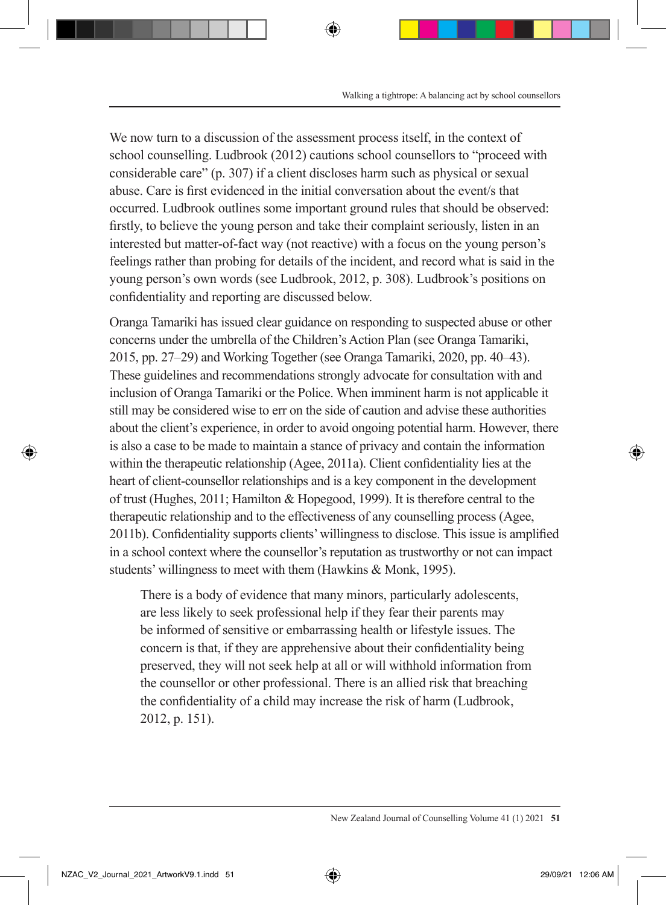We now turn to a discussion of the assessment process itself, in the context of school counselling. Ludbrook (2012) cautions school counsellors to "proceed with considerable care" (p. 307) if a client discloses harm such as physical or sexual abuse. Care is first evidenced in the initial conversation about the event/s that occurred. Ludbrook outlines some important ground rules that should be observed: firstly, to believe the young person and take their complaint seriously, listen in an interested but matter-of-fact way (not reactive) with a focus on the young person's feelings rather than probing for details of the incident, and record what is said in the young person's own words (see Ludbrook, 2012, p. 308). Ludbrook's positions on confidentiality and reporting are discussed below.

Oranga Tamariki has issued clear guidance on responding to suspected abuse or other concerns under the umbrella of the Children's Action Plan (see Oranga Tamariki, 2015, pp. 27–29) and Working Together (see Oranga Tamariki, 2020, pp. 40–43). These guidelines and recommendations strongly advocate for consultation with and inclusion of Oranga Tamariki or the Police. When imminent harm is not applicable it still may be considered wise to err on the side of caution and advise these authorities about the client's experience, in order to avoid ongoing potential harm. However, there is also a case to be made to maintain a stance of privacy and contain the information within the therapeutic relationship (Agee, 2011a). Client confidentiality lies at the heart of client-counsellor relationships and is a key component in the development of trust (Hughes, 2011; Hamilton & Hopegood, 1999). It is therefore central to the therapeutic relationship and to the effectiveness of any counselling process (Agee, 2011b). Confidentiality supports clients' willingness to disclose. This issue is amplified in a school context where the counsellor's reputation as trustworthy or not can impact students' willingness to meet with them (Hawkins & Monk, 1995).

> There is a body of evidence that many minors, particularly adolescents, are less likely to seek professional help if they fear their parents may be informed of sensitive or embarrassing health or lifestyle issues. The concern is that, if they are apprehensive about their confidentiality being preserved, they will not seek help at all or will withhold information from the counsellor or other professional. There is an allied risk that breaching the confidentiality of a child may increase the risk of harm (Ludbrook, 2012, p. 151).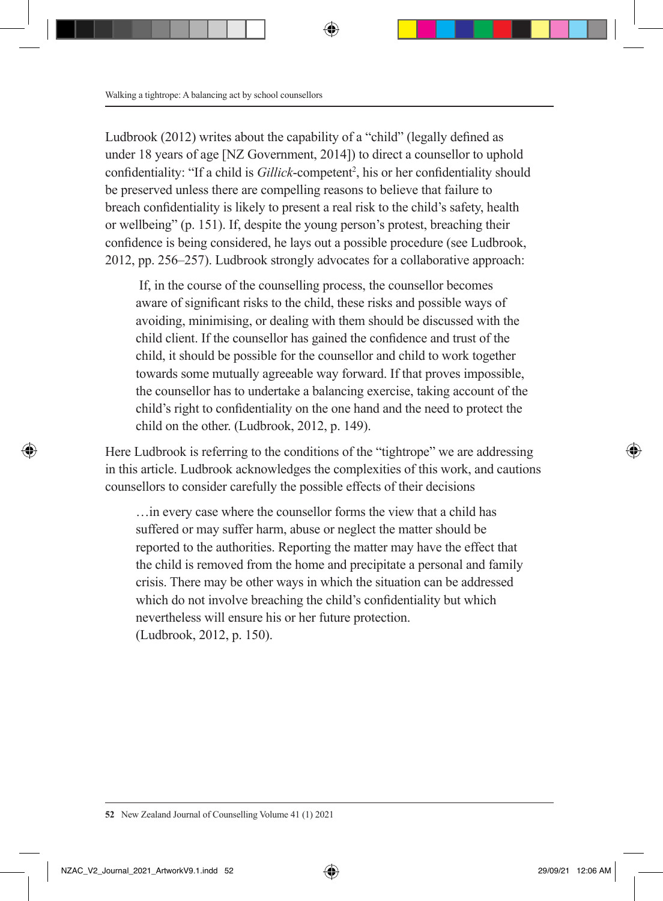Ludbrook (2012) writes about the capability of a "child" (legally defined as under 18 years of age [NZ Government, 2014]) to direct a counsellor to uphold confidentiality: "If a child is *Gillick*-competent[2], his or her confidentiality should be preserved unless there are compelling reasons to believe that failure to breach confidentiality is likely to present a real risk to the child's safety, health or wellbeing" (p. 151). If, despite the young person's protest, breaching their confidence is being considered, he lays out a possible procedure (see Ludbrook, 2012, pp. 256–257). Ludbrook strongly advocates for a collaborative approach:

> If, in the course of the counselling process, the counsellor becomes aware of significant risks to the child, these risks and possible ways of avoiding, minimising, or dealing with them should be discussed with the child client. If the counsellor has gained the confidence and trust of the child, it should be possible for the counsellor and child to work together towards some mutually agreeable way forward. If that proves impossible, the counsellor has to undertake a balancing exercise, taking account of the child's right to confidentiality on the one hand and the need to protect the child on the other. (Ludbrook, 2012, p. 149).

Here Ludbrook is referring to the conditions of the "tightrope" we are addressing in this article. Ludbrook acknowledges the complexities of this work, and cautions counsellors to consider carefully the possible effects of their decisions

> …in every case where the counsellor forms the view that a child has suffered or may suffer harm, abuse or neglect the matter should be reported to the authorities. Reporting the matter may have the effect that the child is removed from the home and precipitate a personal and family crisis. There may be other ways in which the situation can be addressed which do not involve breaching the child's confidentiality but which nevertheless will ensure his or her future protection. (Ludbrook, 2012, p. 150).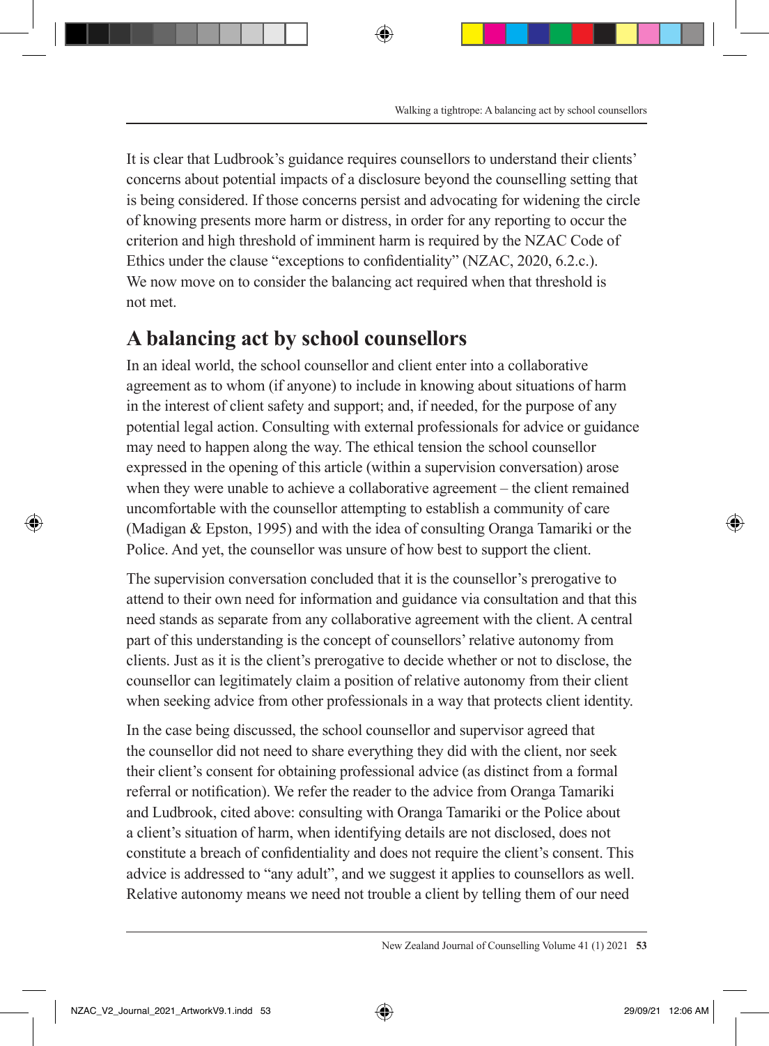It is clear that Ludbrook's guidance requires counsellors to understand their clients' concerns about potential impacts of a disclosure beyond the counselling setting that is being considered. If those concerns persist and advocating for widening the circle of knowing presents more harm or distress, in order for any reporting to occur the criterion and high threshold of imminent harm is required by the NZAC Code of Ethics under the clause "exceptions to confidentiality" (NZAC, 2020, 6.2.c.). We now move on to consider the balancing act required when that threshold is not met.

## A balancing act by school counsellors

In an ideal world, the school counsellor and client enter into a collaborative agreement as to whom (if anyone) to include in knowing about situations of harm in the interest of client safety and support; and, if needed, for the purpose of any potential legal action. Consulting with external professionals for advice or guidance may need to happen along the way. The ethical tension the school counsellor expressed in the opening of this article (within a supervision conversation) arose when they were unable to achieve a collaborative agreement – the client remained uncomfortable with the counsellor attempting to establish a community of care (Madigan & Epston, 1995) and with the idea of consulting Oranga Tamariki or the Police. And yet, the counsellor was unsure of how best to support the client.

The supervision conversation concluded that it is the counsellor's prerogative to attend to their own need for information and guidance via consultation and that this need stands as separate from any collaborative agreement with the client. A central part of this understanding is the concept of counsellors' relative autonomy from clients. Just as it is the client's prerogative to decide whether or not to disclose, the counsellor can legitimately claim a position of relative autonomy from their client when seeking advice from other professionals in a way that protects client identity.

In the case being discussed, the school counsellor and supervisor agreed that the counsellor did not need to share everything they did with the client, nor seek their client's consent for obtaining professional advice (as distinct from a formal referral or notification). We refer the reader to the advice from Oranga Tamariki and Ludbrook, cited above: consulting with Oranga Tamariki or the Police about a client's situation of harm, when identifying details are not disclosed, does not constitute a breach of confidentiality and does not require the client's consent. This advice is addressed to "any adult", and we suggest it applies to counsellors as well. Relative autonomy means we need not trouble a client by telling them of our need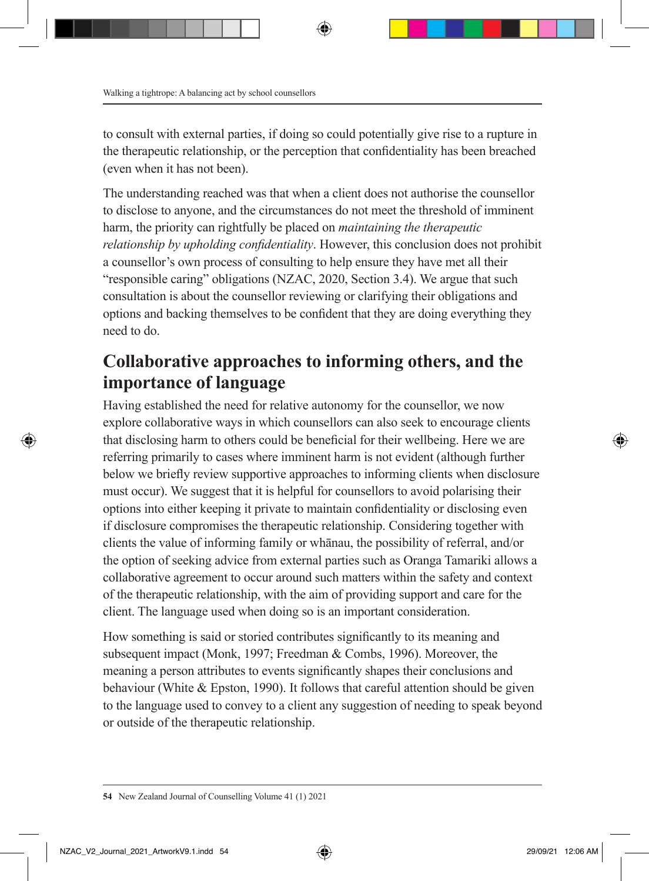to consult with external parties, if doing so could potentially give rise to a rupture in the therapeutic relationship, or the perception that confidentiality has been breached (even when it has not been).

The understanding reached was that when a client does not authorise the counsellor to disclose to anyone, and the circumstances do not meet the threshold of imminent harm, the priority can rightfully be placed on *maintaining the therapeutic relationship by upholding confidentiality*. However, this conclusion does not prohibit a counsellor's own process of consulting to help ensure they have met all their "responsible caring" obligations (NZAC, 2020, Section 3.4). We argue that such consultation is about the counsellor reviewing or clarifying their obligations and options and backing themselves to be confident that they are doing everything they need to do.

## Collaborative approaches to informing others, and the importance of language

Having established the need for relative autonomy for the counsellor, we now explore collaborative ways in which counsellors can also seek to encourage clients that disclosing harm to others could be beneficial for their wellbeing. Here we are referring primarily to cases where imminent harm is not evident (although further below we briefly review supportive approaches to informing clients when disclosure must occur). We suggest that it is helpful for counsellors to avoid polarising their options into either keeping it private to maintain confidentiality or disclosing even if disclosure compromises the therapeutic relationship. Considering together with clients the value of informing family or whānau, the possibility of referral, and/or the option of seeking advice from external parties such as Oranga Tamariki allows a collaborative agreement to occur around such matters within the safety and context of the therapeutic relationship, with the aim of providing support and care for the client. The language used when doing so is an important consideration.

How something is said or storied contributes significantly to its meaning and subsequent impact (Monk, 1997; Freedman & Combs, 1996). Moreover, the meaning a person attributes to events significantly shapes their conclusions and behaviour (White & Epston, 1990). It follows that careful attention should be given to the language used to convey to a client any suggestion of needing to speak beyond or outside of the therapeutic relationship.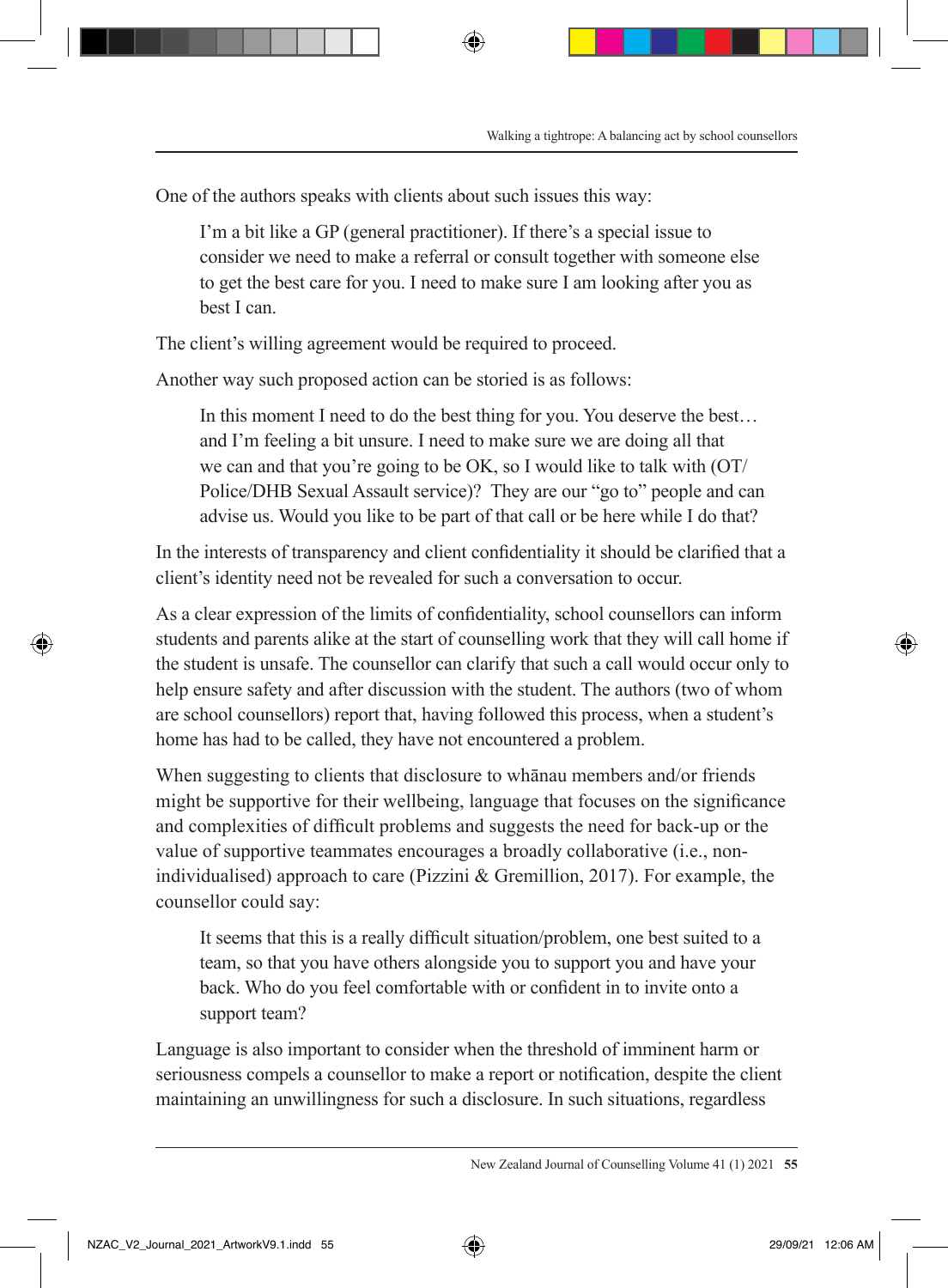One of the authors speaks with clients about such issues this way:

> I'm a bit like a GP (general practitioner). If there's a special issue to consider we need to make a referral or consult together with someone else to get the best care for you. I need to make sure I am looking after you as best I can.

The client's willing agreement would be required to proceed.

Another way such proposed action can be storied is as follows:

> In this moment I need to do the best thing for you. You deserve the best… and I'm feeling a bit unsure. I need to make sure we are doing all that we can and that you're going to be OK, so I would like to talk with (OT/Police/DHB Sexual Assault service)? They are our "go to" people and can advise us. Would you like to be part of that call or be here while I do that?

In the interests of transparency and client confidentiality it should be clarified that a client's identity need not be revealed for such a conversation to occur.

As a clear expression of the limits of confidentiality, school counsellors can inform students and parents alike at the start of counselling work that they will call home if the student is unsafe. The counsellor can clarify that such a call would occur only to help ensure safety and after discussion with the student. The authors (two of whom are school counsellors) report that, having followed this process, when a student's home has had to be called, they have not encountered a problem.

When suggesting to clients that disclosure to whānau members and/or friends might be supportive for their wellbeing, language that focuses on the significance and complexities of difficult problems and suggests the need for back-up or the value of supportive teammates encourages a broadly collaborative (i.e., non-individualised) approach to care (Pizzini & Gremillion, 2017). For example, the counsellor could say:

> It seems that this is a really difficult situation/problem, one best suited to a team, so that you have others alongside you to support you and have your back. Who do you feel comfortable with or confident in to invite onto a support team?

Language is also important to consider when the threshold of imminent harm or seriousness compels a counsellor to make a report or notification, despite the client maintaining an unwillingness for such a disclosure. In such situations, regardless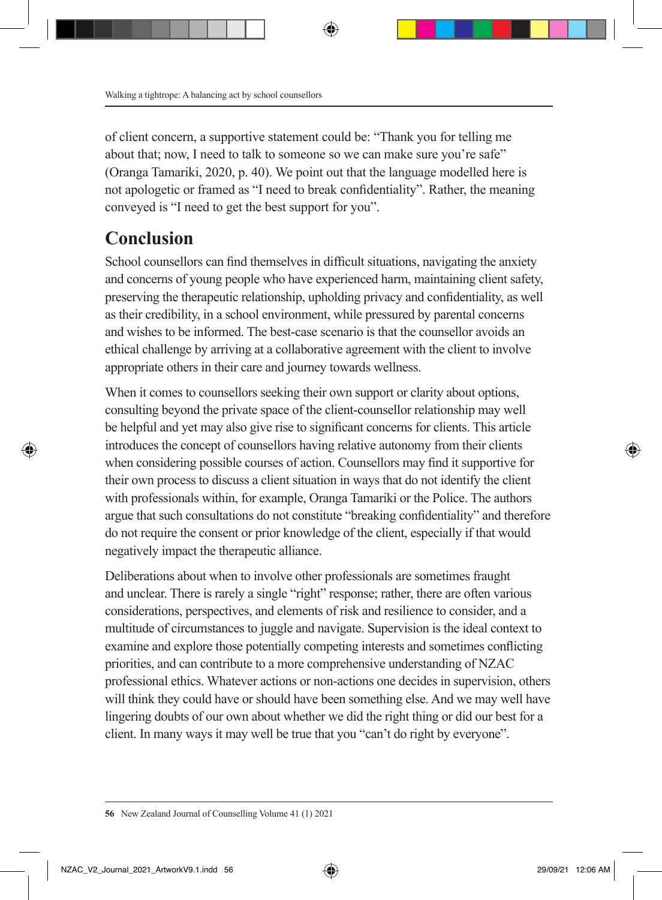of client concern, a supportive statement could be: "Thank you for telling me about that; now, I need to talk to someone so we can make sure you're safe" (Oranga Tamariki, 2020, p. 40). We point out that the language modelled here is not apologetic or framed as "I need to break confidentiality". Rather, the meaning conveyed is "I need to get the best support for you".

## Conclusion

School counsellors can find themselves in difficult situations, navigating the anxiety and concerns of young people who have experienced harm, maintaining client safety, preserving the therapeutic relationship, upholding privacy and confidentiality, as well as their credibility, in a school environment, while pressured by parental concerns and wishes to be informed. The best-case scenario is that the counsellor avoids an ethical challenge by arriving at a collaborative agreement with the client to involve appropriate others in their care and journey towards wellness.

When it comes to counsellors seeking their own support or clarity about options, consulting beyond the private space of the client-counsellor relationship may well be helpful and yet may also give rise to significant concerns for clients. This article introduces the concept of counsellors having relative autonomy from their clients when considering possible courses of action. Counsellors may find it supportive for their own process to discuss a client situation in ways that do not identify the client with professionals within, for example, Oranga Tamariki or the Police. The authors argue that such consultations do not constitute "breaking confidentiality" and therefore do not require the consent or prior knowledge of the client, especially if that would negatively impact the therapeutic alliance.

Deliberations about when to involve other professionals are sometimes fraught and unclear. There is rarely a single "right" response; rather, there are often various considerations, perspectives, and elements of risk and resilience to consider, and a multitude of circumstances to juggle and navigate. Supervision is the ideal context to examine and explore those potentially competing interests and sometimes conflicting priorities, and can contribute to a more comprehensive understanding of NZAC professional ethics. Whatever actions or non-actions one decides in supervision, others will think they could have or should have been something else. And we may well have lingering doubts of our own about whether we did the right thing or did our best for a client. In many ways it may well be true that you "can't do right by everyone".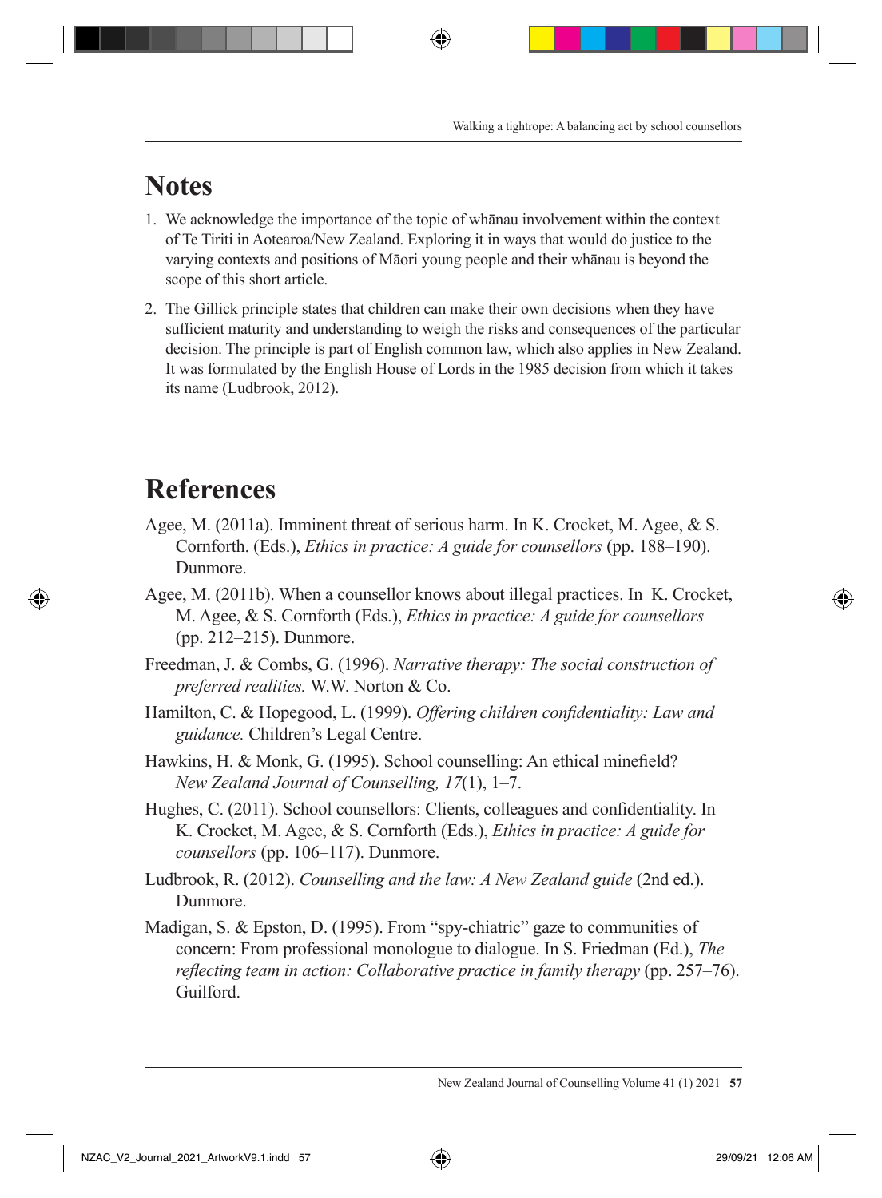## Notes

1. We acknowledge the importance of the topic of whānau involvement within the context of Te Tiriti in Aotearoa/New Zealand. Exploring it in ways that would do justice to the varying contexts and positions of Māori young people and their whānau is beyond the scope of this short article.
2. The Gillick principle states that children can make their own decisions when they have sufficient maturity and understanding to weigh the risks and consequences of the particular decision. The principle is part of English common law, which also applies in New Zealand. It was formulated by the English House of Lords in the 1985 decision from which it takes its name (Ludbrook, 2012).

## References

Agee, M. (2011a). Imminent threat of serious harm. In K. Crocket, M. Agee, & S. Cornforth. (Eds.), *Ethics in practice: A guide for counsellors* (pp. 188–190). Dunmore.

Agee, M. (2011b). When a counsellor knows about illegal practices. In K. Crocket, M. Agee, & S. Cornforth (Eds.), *Ethics in practice: A guide for counsellors* (pp. 212–215). Dunmore.

Freedman, J. & Combs, G. (1996). *Narrative therapy: The social construction of preferred realities.* W.W. Norton & Co.

Hamilton, C. & Hopegood, L. (1999). *Offering children confidentiality: Law and guidance.* Children's Legal Centre.

Hawkins, H. & Monk, G. (1995). School counselling: An ethical minefield? *New Zealand Journal of Counselling, 17*(1), 1–7.

Hughes, C. (2011). School counsellors: Clients, colleagues and confidentiality. In K. Crocket, M. Agee, & S. Cornforth (Eds.), *Ethics in practice: A guide for counsellors* (pp. 106–117). Dunmore.

Ludbrook, R. (2012). *Counselling and the law: A New Zealand guide* (2nd ed.). Dunmore.

Madigan, S. & Epston, D. (1995). From "spy-chiatric" gaze to communities of concern: From professional monologue to dialogue. In S. Friedman (Ed.), *The reflecting team in action: Collaborative practice in family therapy* (pp. 257–76). Guilford.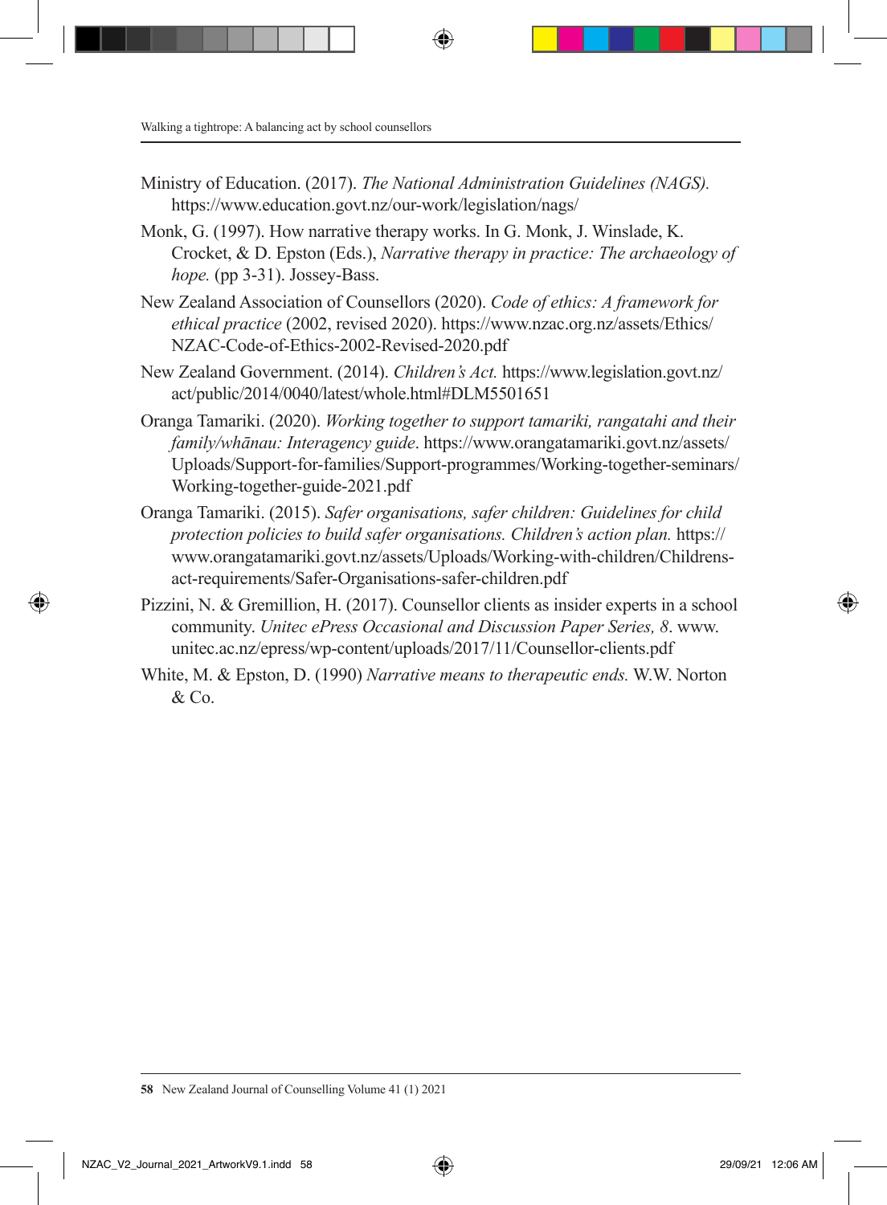Ministry of Education. (2017). *The National Administration Guidelines (NAGS).* https://www.education.govt.nz/our-work/legislation/nags/

Monk, G. (1997). How narrative therapy works. In G. Monk, J. Winslade, K. Crocket, & D. Epston (Eds.), *Narrative therapy in practice: The archaeology of hope.* (pp 3-31). Jossey-Bass.

New Zealand Association of Counsellors (2020). *Code of ethics: A framework for ethical practice* (2002, revised 2020). https://www.nzac.org.nz/assets/Ethics/NZAC-Code-of-Ethics-2002-Revised-2020.pdf

New Zealand Government. (2014). *Children's Act.* https://www.legislation.govt.nz/act/public/2014/0040/latest/whole.html#DLM5501651

Oranga Tamariki. (2020). *Working together to support tamariki, rangatahi and their family/whānau: Interagency guide*. https://www.orangatamariki.govt.nz/assets/Uploads/Support-for-families/Support-programmes/Working-together-seminars/Working-together-guide-2021.pdf

Oranga Tamariki. (2015). *Safer organisations, safer children: Guidelines for child protection policies to build safer organisations. Children's action plan.* https://www.orangatamariki.govt.nz/assets/Uploads/Working-with-children/Childrens-act-requirements/Safer-Organisations-safer-children.pdf

Pizzini, N. & Gremillion, H. (2017). Counsellor clients as insider experts in a school community. *Unitec ePress Occasional and Discussion Paper Series, 8*. www.unitec.ac.nz/epress/wp-content/uploads/2017/11/Counsellor-clients.pdf

White, M. & Epston, D. (1990) *Narrative means to therapeutic ends.* W.W. Norton & Co.